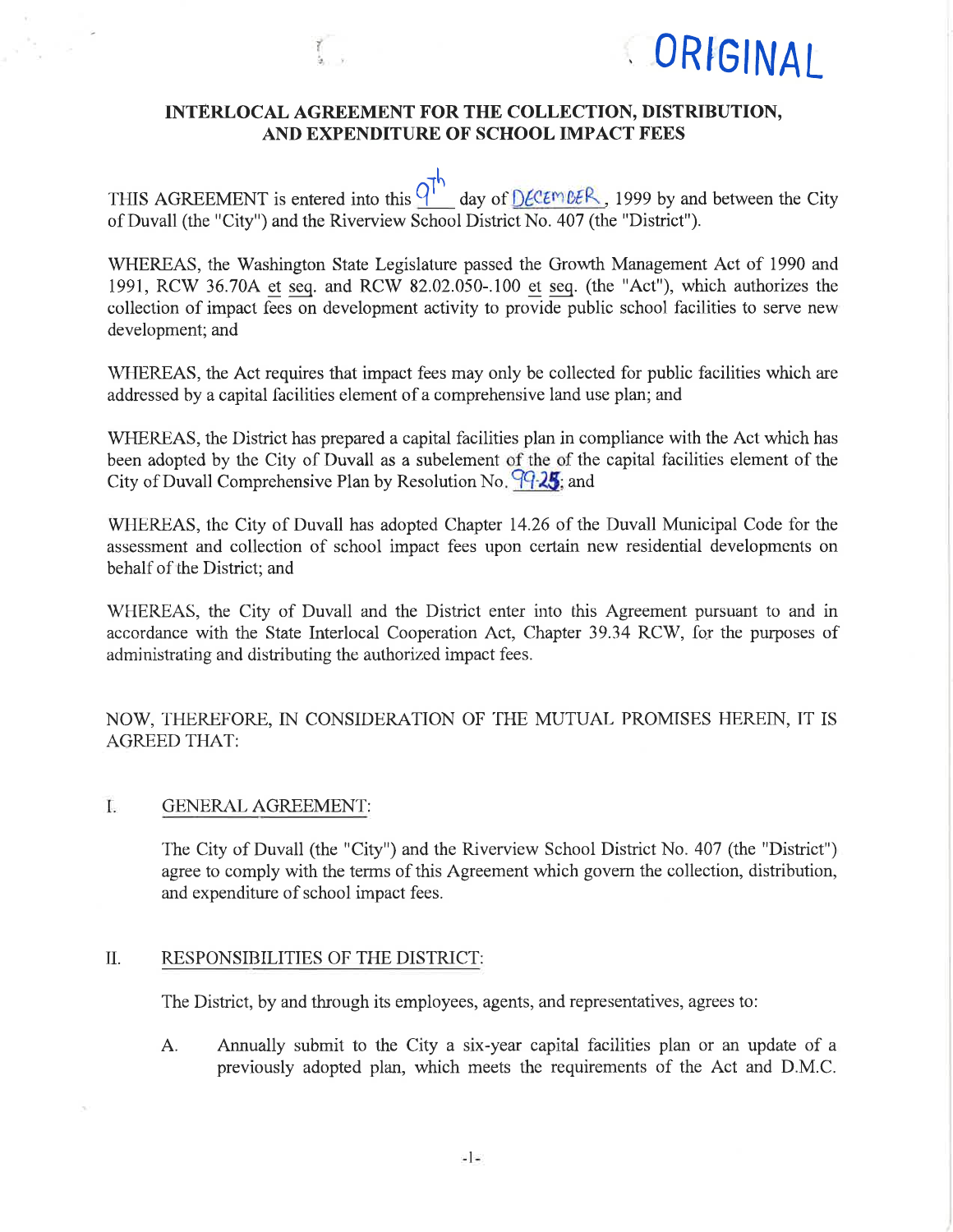ORIGINAL

**INTERLOCAL AGREEMENT FOR THE COLLECTION, DISTRIBUTION, AND EXPENDITURE OF SCHOOL IMPACT FEES**

THIS AGREEMENT is entered into this 9th day of DECEMBER, 1999 by and between the City of Duvall (the "City") and the Riverview School District No. 407 (the "District").

WHEREAS, the Washington State Legislature passed the Growth Management Act of 1990 and 1991, RCW 36.70A et seq. and RCW 82.02.050-.100 et seq. (the "Act"), which authorizes the collection of impact fees on development activity to provide public school facilities to serve new development; and

WHEREAS, the Act requires that impact fees may only be collected for public facilities which are addressed by a capital facilities element of a comprehensive land use plan; and

WHEREAS, the District has prepared a capital facilities plan in compliance with the Act which has been adopted by the City of Duvall as a subelement of the of the capital facilities element of the City of Duvall Comprehensive Plan by Resolution No. 99-25; and

WHEREAS, the City of Duvall has adopted Chapter 14.26 of the Duvall Municipal Code for the assessment and collection of school impact fees upon certain new residential developments on behalf of the District; and

WHEREAS, the City of Duvall and the District enter into this Agreement pursuant to and in accordance with the State Interlocal Cooperation Act, Chapter 39.34 RCW, for the purposes of administrating and distributing the authorized impact fees.

NOW, THEREFORE, IN CONSIDERATION OF THE MUTUAL PROMISES HEREIN, IT IS AGREED THAT:

I. GENERAL AGREEMENT:

The City of Duvall (the "City") and the Riverview School District No. 407 (the "District") agree to comply with the terms of this Agreement which govern the collection, distribution, and expenditure of school impact fees.

II. RESPONSIBILITIES OF THE DISTRICT:

The District, by and through its employees, agents, and representatives, agrees to:

A. Annually submit to the City a six-year capital facilities plan or an update of a previously adopted plan, which meets the requirements of the Act and D.M.C.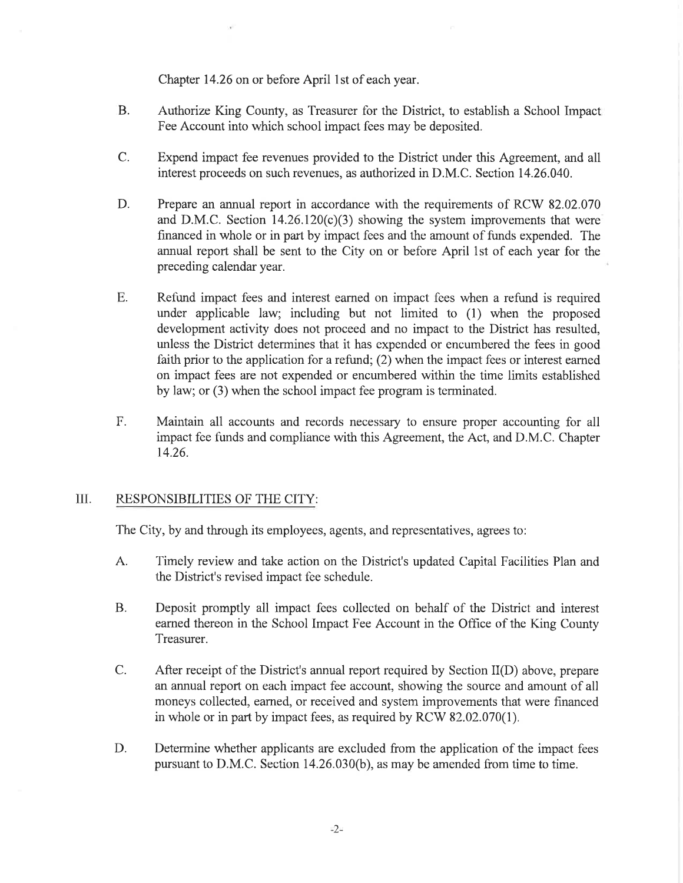Chapter 14.26 on or before April 1st of each year.

B. Authorize King County, as Treasurer for the District, to establish a School Impact Fee Account into which school impact fees may be deposited.

C. Expend impact fee revenues provided to the District under this Agreement, and all interest proceeds on such revenues, as authorized in D.M.C. Section 14.26.040.

D. Prepare an annual report in accordance with the requirements of RCW 82.02.070 and D.M.C. Section 14.26.120(c)(3) showing the system improvements that were financed in whole or in part by impact fees and the amount of funds expended. The annual report shall be sent to the City on or before April 1st of each year for the preceding calendar year.

E. Refund impact fees and interest earned on impact fees when a refund is required under applicable law; including but not limited to (1) when the proposed development activity does not proceed and no impact to the District has resulted, unless the District determines that it has expended or encumbered the fees in good faith prior to the application for a refund; (2) when the impact fees or interest earned on impact fees are not expended or encumbered within the time limits established by law; or (3) when the school impact fee program is terminated.

F. Maintain all accounts and records necessary to ensure proper accounting for all impact fee funds and compliance with this Agreement, the Act, and D.M.C. Chapter 14.26.

## III. RESPONSIBILITIES OF THE CITY:

The City, by and through its employees, agents, and representatives, agrees to:

A. Timely review and take action on the District's updated Capital Facilities Plan and the District's revised impact fee schedule.

B. Deposit promptly all impact fees collected on behalf of the District and interest earned thereon in the School Impact Fee Account in the Office of the King County Treasurer.

C. After receipt of the District's annual report required by Section II(D) above, prepare an annual report on each impact fee account, showing the source and amount of all moneys collected, earned, or received and system improvements that were financed in whole or in part by impact fees, as required by RCW 82.02.070(1).

D. Determine whether applicants are excluded from the application of the impact fees pursuant to D.M.C. Section 14.26.030(b), as may be amended from time to time.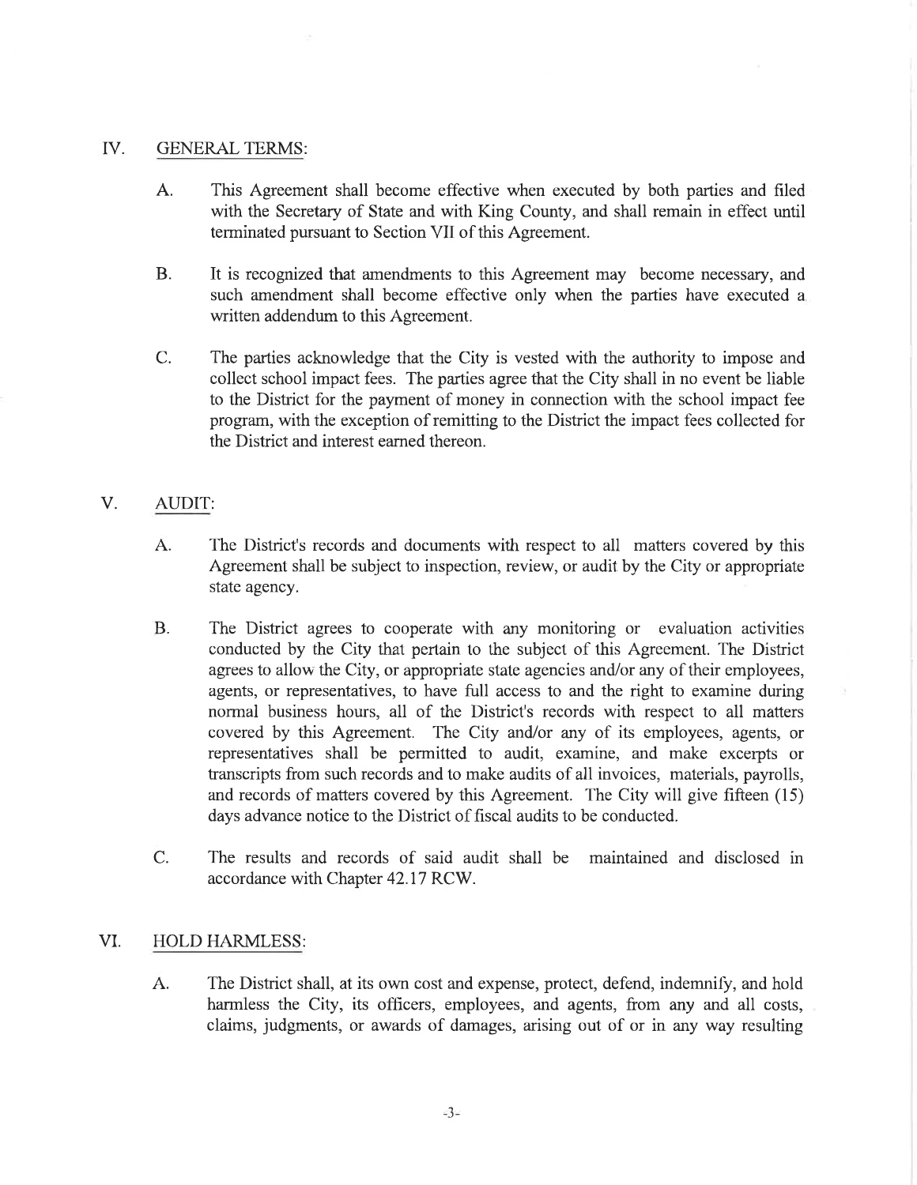## IV. GENERAL TERMS:

A. This Agreement shall become effective when executed by both parties and filed with the Secretary of State and with King County, and shall remain in effect until terminated pursuant to Section VII of this Agreement.

B. It is recognized that amendments to this Agreement may become necessary, and such amendment shall become effective only when the parties have executed a written addendum to this Agreement.

C. The parties acknowledge that the City is vested with the authority to impose and collect school impact fees. The parties agree that the City shall in no event be liable to the District for the payment of money in connection with the school impact fee program, with the exception of remitting to the District the impact fees collected for the District and interest earned thereon.

## V. AUDIT:

A. The District's records and documents with respect to all matters covered by this Agreement shall be subject to inspection, review, or audit by the City or appropriate state agency.

B. The District agrees to cooperate with any monitoring or evaluation activities conducted by the City that pertain to the subject of this Agreement. The District agrees to allow the City, or appropriate state agencies and/or any of their employees, agents, or representatives, to have full access to and the right to examine during normal business hours, all of the District's records with respect to all matters covered by this Agreement. The City and/or any of its employees, agents, or representatives shall be permitted to audit, examine, and make excerpts or transcripts from such records and to make audits of all invoices, materials, payrolls, and records of matters covered by this Agreement. The City will give fifteen (15) days advance notice to the District of fiscal audits to be conducted.

C. The results and records of said audit shall be maintained and disclosed in accordance with Chapter 42.17 RCW.

## VI. HOLD HARMLESS:

A. The District shall, at its own cost and expense, protect, defend, indemnify, and hold harmless the City, its officers, employees, and agents, from any and all costs, claims, judgments, or awards of damages, arising out of or in any way resulting